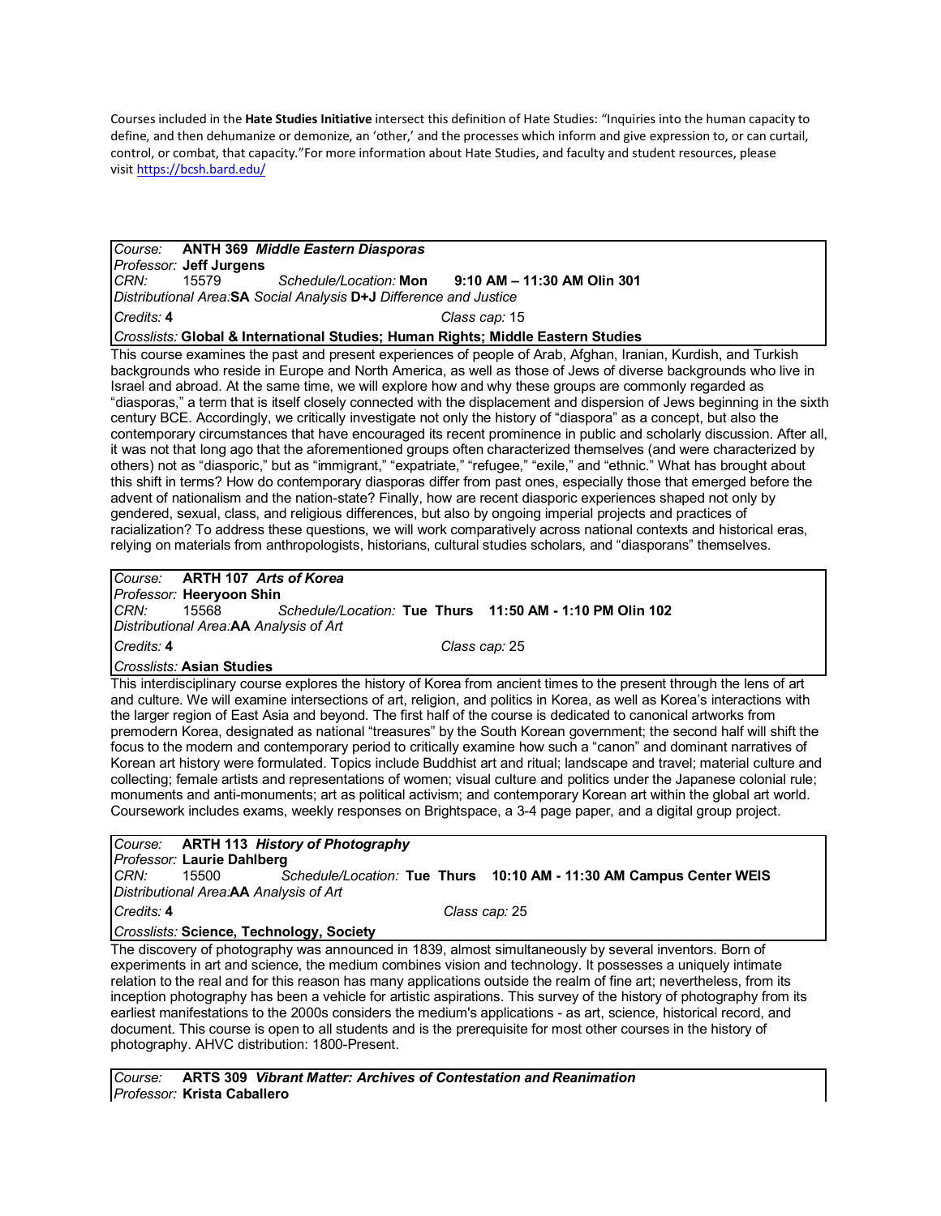Courses included in the **Hate Studies Initiative** intersect this definition of Hate Studies: "Inquiries into the human capacity to define, and then dehumanize or demonize, an 'other,' and the processes which inform and give expression to, or can curtail, control, or combat, that capacity."For more information about Hate Studies, and faculty and student resources, please visit https://bcsh.bard.edu/

*Course:* **ANTH 369** ***Middle Eastern Diasporas***
*Professor:* **Jeff Jurgens**
*CRN:* 15579 *Schedule/Location:* **Mon 9:10 AM – 11:30 AM Olin 301**
*Distributional Area:* **SA** *Social Analysis* **D+J** *Difference and Justice*
*Credits:* **4** *Class cap:* 15
*Crosslists:* **Global & International Studies; Human Rights; Middle Eastern Studies**

This course examines the past and present experiences of people of Arab, Afghan, Iranian, Kurdish, and Turkish backgrounds who reside in Europe and North America, as well as those of Jews of diverse backgrounds who live in Israel and abroad. At the same time, we will explore how and why these groups are commonly regarded as "diasporas," a term that is itself closely connected with the displacement and dispersion of Jews beginning in the sixth century BCE. Accordingly, we critically investigate not only the history of "diaspora" as a concept, but also the contemporary circumstances that have encouraged its recent prominence in public and scholarly discussion. After all, it was not that long ago that the aforementioned groups often characterized themselves (and were characterized by others) not as "diasporic," but as "immigrant," "expatriate," "refugee," "exile," and "ethnic." What has brought about this shift in terms? How do contemporary diasporas differ from past ones, especially those that emerged before the advent of nationalism and the nation-state? Finally, how are recent diasporic experiences shaped not only by gendered, sexual, class, and religious differences, but also by ongoing imperial projects and practices of racialization? To address these questions, we will work comparatively across national contexts and historical eras, relying on materials from anthropologists, historians, cultural studies scholars, and "diasporans" themselves.

*Course:* **ARTH 107** ***Arts of Korea***
*Professor:* **Heeryoon Shin**
*CRN:* 15568 *Schedule/Location:* **Tue Thurs 11:50 AM - 1:10 PM Olin 102**
*Distributional Area:* **AA** *Analysis of Art*
*Credits:* **4** *Class cap:* 25
*Crosslists:* **Asian Studies**

This interdisciplinary course explores the history of Korea from ancient times to the present through the lens of art and culture. We will examine intersections of art, religion, and politics in Korea, as well as Korea's interactions with the larger region of East Asia and beyond. The first half of the course is dedicated to canonical artworks from premodern Korea, designated as national "treasures" by the South Korean government; the second half will shift the focus to the modern and contemporary period to critically examine how such a "canon" and dominant narratives of Korean art history were formulated. Topics include Buddhist art and ritual; landscape and travel; material culture and collecting; female artists and representations of women; visual culture and politics under the Japanese colonial rule; monuments and anti-monuments; art as political activism; and contemporary Korean art within the global art world. Coursework includes exams, weekly responses on Brightspace, a 3-4 page paper, and a digital group project.

*Course:* **ARTH 113** ***History of Photography***
*Professor:* **Laurie Dahlberg**
*CRN:* 15500 *Schedule/Location:* **Tue Thurs 10:10 AM - 11:30 AM Campus Center WEIS**
*Distributional Area:* **AA** *Analysis of Art*
*Credits:* **4** *Class cap:* 25
*Crosslists:* **Science, Technology, Society**

The discovery of photography was announced in 1839, almost simultaneously by several inventors. Born of experiments in art and science, the medium combines vision and technology. It possesses a uniquely intimate relation to the real and for this reason has many applications outside the realm of fine art; nevertheless, from its inception photography has been a vehicle for artistic aspirations. This survey of the history of photography from its earliest manifestations to the 2000s considers the medium's applications - as art, science, historical record, and document. This course is open to all students and is the prerequisite for most other courses in the history of photography. AHVC distribution: 1800-Present.

*Course:* **ARTS 309** ***Vibrant Matter: Archives of Contestation and Reanimation***
*Professor:* **Krista Caballero**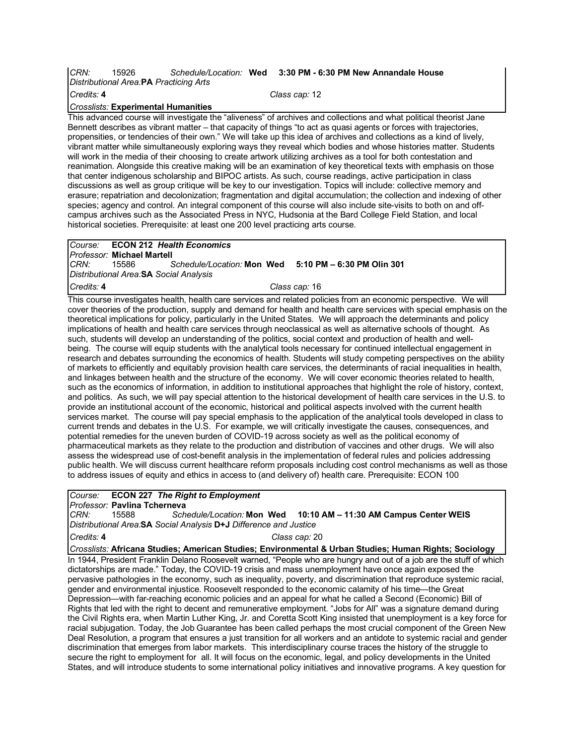*CRN:* 15926 *Schedule/Location:* **Wed 3:30 PM - 6:30 PM New Annandale House**
*Distributional Area:* **PA** *Practicing Arts*
*Credits:* **4** *Class cap:* 12
*Crosslists:* **Experimental Humanities**

This advanced course will investigate the "aliveness" of archives and collections and what political theorist Jane Bennett describes as vibrant matter – that capacity of things "to act as quasi agents or forces with trajectories, propensities, or tendencies of their own." We will take up this idea of archives and collections as a kind of lively, vibrant matter while simultaneously exploring ways they reveal which bodies and whose histories matter. Students will work in the media of their choosing to create artwork utilizing archives as a tool for both contestation and reanimation. Alongside this creative making will be an examination of key theoretical texts with emphasis on those that center indigenous scholarship and BIPOC artists. As such, course readings, active participation in class discussions as well as group critique will be key to our investigation. Topics will include: collective memory and erasure; repatriation and decolonization; fragmentation and digital accumulation; the collection and indexing of other species; agency and control. An integral component of this course will also include site-visits to both on and off-campus archives such as the Associated Press in NYC, Hudsonia at the Bard College Field Station, and local historical societies. Prerequisite: at least one 200 level practicing arts course.

*Course:* **ECON 212** ***Health Economics***
*Professor:* **Michael Martell**
*CRN:* 15586 *Schedule/Location:* **Mon Wed 5:10 PM – 6:30 PM Olin 301**
*Distributional Area:* **SA** *Social Analysis*
*Credits:* **4** *Class cap:* 16

This course investigates health, health care services and related policies from an economic perspective. We will cover theories of the production, supply and demand for health and health care services with special emphasis on the theoretical implications for policy, particularly in the United States. We will approach the determinants and policy implications of health and health care services through neoclassical as well as alternative schools of thought. As such, students will develop an understanding of the politics, social context and production of health and well-being. The course will equip students with the analytical tools necessary for continued intellectual engagement in research and debates surrounding the economics of health. Students will study competing perspectives on the ability of markets to efficiently and equitably provision health care services, the determinants of racial inequalities in health, and linkages between health and the structure of the economy. We will cover economic theories related to health, such as the economics of information, in addition to institutional approaches that highlight the role of history, context, and politics. As such, we will pay special attention to the historical development of health care services in the U.S. to provide an institutional account of the economic, historical and political aspects involved with the current health services market. The course will pay special emphasis to the application of the analytical tools developed in class to current trends and debates in the U.S. For example, we will critically investigate the causes, consequences, and potential remedies for the uneven burden of COVID-19 across society as well as the political economy of pharmaceutical markets as they relate to the production and distribution of vaccines and other drugs. We will also assess the widespread use of cost-benefit analysis in the implementation of federal rules and policies addressing public health. We will discuss current healthcare reform proposals including cost control mechanisms as well as those to address issues of equity and ethics in access to (and delivery of) health care. Prerequisite: ECON 100

*Course:* **ECON 227** ***The Right to Employment***
*Professor:* **Pavlina Tcherneva**
*CRN:* 15588 *Schedule/Location:* **Mon Wed 10:10 AM – 11:30 AM Campus Center WEIS**
*Distributional Area:* **SA** *Social Analysis* **D+J** *Difference and Justice*
*Credits:* **4** *Class cap:* 20
*Crosslists:* **Africana Studies; American Studies; Environmental & Urban Studies; Human Rights; Sociology**

In 1944, President Franklin Delano Roosevelt warned, "People who are hungry and out of a job are the stuff of which dictatorships are made." Today, the COVID-19 crisis and mass unemployment have once again exposed the pervasive pathologies in the economy, such as inequality, poverty, and discrimination that reproduce systemic racial, gender and environmental injustice. Roosevelt responded to the economic calamity of his time—the Great Depression—with far-reaching economic policies and an appeal for what he called a Second (Economic) Bill of Rights that led with the right to decent and remunerative employment. "Jobs for All" was a signature demand during the Civil Rights era, when Martin Luther King, Jr. and Coretta Scott King insisted that unemployment is a key force for racial subjugation. Today, the Job Guarantee has been called perhaps the most crucial component of the Green New Deal Resolution, a program that ensures a just transition for all workers and an antidote to systemic racial and gender discrimination that emerges from labor markets. This interdisciplinary course traces the history of the struggle to secure the right to employment for all. It will focus on the economic, legal, and policy developments in the United States, and will introduce students to some international policy initiatives and innovative programs. A key question for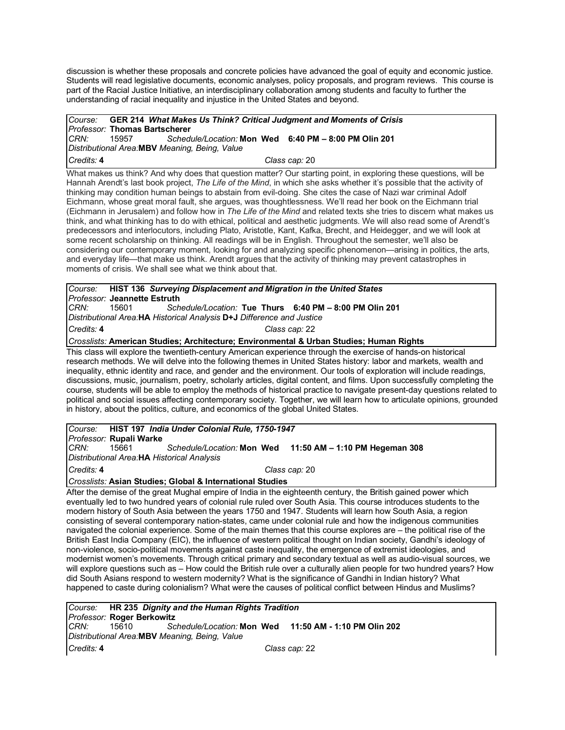discussion is whether these proposals and concrete policies have advanced the goal of equity and economic justice. Students will read legislative documents, economic analyses, policy proposals, and program reviews. This course is part of the Racial Justice Initiative, an interdisciplinary collaboration among students and faculty to further the understanding of racial inequality and injustice in the United States and beyond.

*Course:* **GER 214** ***What Makes Us Think? Critical Judgment and Moments of Crisis***
*Professor:* **Thomas Bartscherer**
*CRN:* 15957 *Schedule/Location:* **Mon Wed 6:40 PM – 8:00 PM Olin 201**
*Distributional Area:* **MBV** *Meaning, Being, Value*
*Credits:* **4** *Class cap:* 20

What makes us think? And why does that question matter? Our starting point, in exploring these questions, will be Hannah Arendt's last book project, *The Life of the Mind*, in which she asks whether it's possible that the activity of thinking may condition human beings to abstain from evil-doing. She cites the case of Nazi war criminal Adolf Eichmann, whose great moral fault, she argues, was thoughtlessness. We'll read her book on the Eichmann trial (Eichmann in Jerusalem) and follow how in *The Life of the Mind* and related texts she tries to discern what makes us think, and what thinking has to do with ethical, political and aesthetic judgments. We will also read some of Arendt's predecessors and interlocutors, including Plato, Aristotle, Kant, Kafka, Brecht, and Heidegger, and we will look at some recent scholarship on thinking. All readings will be in English. Throughout the semester, we'll also be considering our contemporary moment, looking for and analyzing specific phenomenon—arising in politics, the arts, and everyday life—that make us think. Arendt argues that the activity of thinking may prevent catastrophes in moments of crisis. We shall see what we think about that.

*Course:* **HIST 136** ***Surveying Displacement and Migration in the United States***
*Professor:* **Jeannette Estruth**
*CRN:* 15601 *Schedule/Location:* **Tue Thurs 6:40 PM – 8:00 PM Olin 201**
*Distributional Area:* **HA** *Historical Analysis* **D+J** *Difference and Justice*
*Credits:* **4** *Class cap:* 22
*Crosslists:* **American Studies; Architecture; Environmental & Urban Studies; Human Rights**

This class will explore the twentieth-century American experience through the exercise of hands-on historical research methods. We will delve into the following themes in United States history: labor and markets, wealth and inequality, ethnic identity and race, and gender and the environment. Our tools of exploration will include readings, discussions, music, journalism, poetry, scholarly articles, digital content, and films. Upon successfully completing the course, students will be able to employ the methods of historical practice to navigate present-day questions related to political and social issues affecting contemporary society. Together, we will learn how to articulate opinions, grounded in history, about the politics, culture, and economics of the global United States.

*Course:* **HIST 197** ***India Under Colonial Rule, 1750-1947***
*Professor:* **Rupali Warke**
*CRN:* 15661 *Schedule/Location:* **Mon Wed 11:50 AM – 1:10 PM Hegeman 308**
*Distributional Area:* **HA** *Historical Analysis*
*Credits:* **4** *Class cap:* 20
*Crosslists:* **Asian Studies; Global & International Studies**

After the demise of the great Mughal empire of India in the eighteenth century, the British gained power which eventually led to two hundred years of colonial rule ruled over South Asia. This course introduces students to the modern history of South Asia between the years 1750 and 1947. Students will learn how South Asia, a region consisting of several contemporary nation-states, came under colonial rule and how the indigenous communities navigated the colonial experience. Some of the main themes that this course explores are – the political rise of the British East India Company (EIC), the influence of western political thought on Indian society, Gandhi's ideology of non-violence, socio-political movements against caste inequality, the emergence of extremist ideologies, and modernist women's movements. Through critical primary and secondary textual as well as audio-visual sources, we will explore questions such as – How could the British rule over a culturally alien people for two hundred years? How did South Asians respond to western modernity? What is the significance of Gandhi in Indian history? What happened to caste during colonialism? What were the causes of political conflict between Hindus and Muslims?

*Course:* **HR 235** ***Dignity and the Human Rights Tradition***
*Professor:* **Roger Berkowitz**
*CRN:* 15610 *Schedule/Location:* **Mon Wed 11:50 AM - 1:10 PM Olin 202**
*Distributional Area:* **MBV** *Meaning, Being, Value*
*Credits:* **4** *Class cap:* 22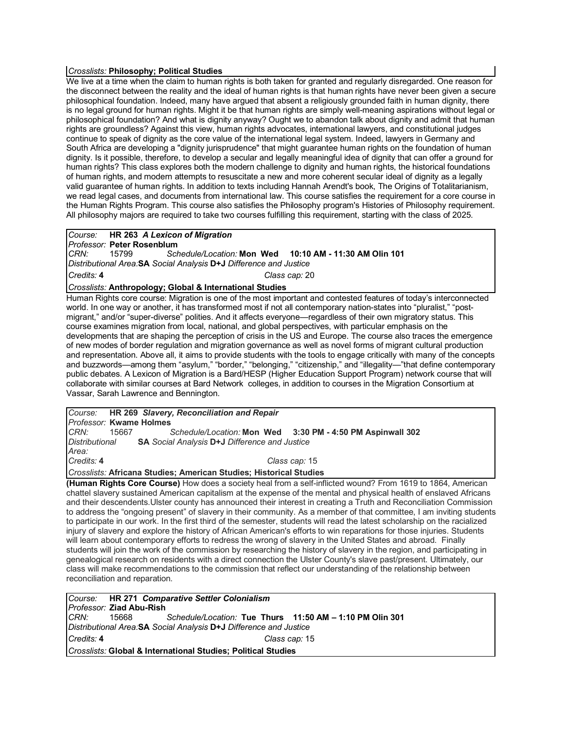*Crosslists:* **Philosophy; Political Studies**

We live at a time when the claim to human rights is both taken for granted and regularly disregarded. One reason for the disconnect between the reality and the ideal of human rights is that human rights have never been given a secure philosophical foundation. Indeed, many have argued that absent a religiously grounded faith in human dignity, there is no legal ground for human rights. Might it be that human rights are simply well-meaning aspirations without legal or philosophical foundation? And what is dignity anyway? Ought we to abandon talk about dignity and admit that human rights are groundless? Against this view, human rights advocates, international lawyers, and constitutional judges continue to speak of dignity as the core value of the international legal system. Indeed, lawyers in Germany and South Africa are developing a "dignity jurisprudence" that might guarantee human rights on the foundation of human dignity. Is it possible, therefore, to develop a secular and legally meaningful idea of dignity that can offer a ground for human rights? This class explores both the modern challenge to dignity and human rights, the historical foundations of human rights, and modern attempts to resuscitate a new and more coherent secular ideal of dignity as a legally valid guarantee of human rights. In addition to texts including Hannah Arendt's book, The Origins of Totalitarianism, we read legal cases, and documents from international law. This course satisfies the requirement for a core course in the Human Rights Program. This course also satisfies the Philosophy program's Histories of Philosophy requirement. All philosophy majors are required to take two courses fulfilling this requirement, starting with the class of 2025.

*Course:* **HR 263** ***A Lexicon of Migration***
*Professor:* **Peter Rosenblum**
*CRN:* 15799 *Schedule/Location:* **Mon Wed 10:10 AM - 11:30 AM Olin 101**
*Distributional Area:* **SA** *Social Analysis* **D+J** *Difference and Justice*
*Credits:* **4** *Class cap:* 20
*Crosslists:* **Anthropology; Global & International Studies**

Human Rights core course: Migration is one of the most important and contested features of today's interconnected world. In one way or another, it has transformed most if not all contemporary nation-states into "pluralist," "post-migrant," and/or "super-diverse" polities. And it affects everyone—regardless of their own migratory status. This course examines migration from local, national, and global perspectives, with particular emphasis on the developments that are shaping the perception of crisis in the US and Europe. The course also traces the emergence of new modes of border regulation and migration governance as well as novel forms of migrant cultural production and representation. Above all, it aims to provide students with the tools to engage critically with many of the concepts and buzzwords—among them "asylum," "border," "belonging," "citizenship," and "illegality—"that define contemporary public debates. A Lexicon of Migration is a Bard/HESP (Higher Education Support Program) network course that will collaborate with similar courses at Bard Network colleges, in addition to courses in the Migration Consortium at Vassar, Sarah Lawrence and Bennington.

*Course:* **HR 269** ***Slavery, Reconciliation and Repair***
*Professor:* **Kwame Holmes**
*CRN:* 15667 *Schedule/Location:* **Mon Wed 3:30 PM - 4:50 PM Aspinwall 302**
*Distributional Area:* **SA** *Social Analysis* **D+J** *Difference and Justice*
*Credits:* **4** *Class cap:* 15
*Crosslists:* **Africana Studies; American Studies; Historical Studies**

**(Human Rights Core Course)** How does a society heal from a self-inflicted wound? From 1619 to 1864, American chattel slavery sustained American capitalism at the expense of the mental and physical health of enslaved Africans and their descendents.Ulster county has announced their interest in creating a Truth and Reconciliation Commission to address the "ongoing present" of slavery in their community. As a member of that committee, I am inviting students to participate in our work. In the first third of the semester, students will read the latest scholarship on the racialized injury of slavery and explore the history of African American's efforts to win reparations for those injuries. Students will learn about contemporary efforts to redress the wrong of slavery in the United States and abroad. Finally students will join the work of the commission by researching the history of slavery in the region, and participating in genealogical research on residents with a direct connection the Ulster County's slave past/present. Ultimately, our class will make recommendations to the commission that reflect our understanding of the relationship between reconciliation and reparation.

*Course:* **HR 271** ***Comparative Settler Colonialism***
*Professor:* **Ziad Abu-Rish**
*CRN:* 15668 *Schedule/Location:* **Tue Thurs 11:50 AM – 1:10 PM Olin 301**
*Distributional Area:* **SA** *Social Analysis* **D+J** *Difference and Justice*
*Credits:* **4** *Class cap:* 15
*Crosslists:* **Global & International Studies; Political Studies**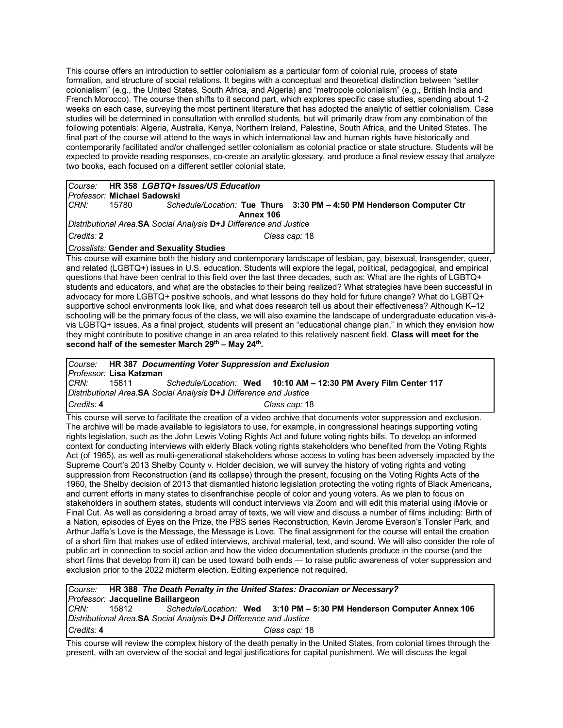This course offers an introduction to settler colonialism as a particular form of colonial rule, process of state formation, and structure of social relations. It begins with a conceptual and theoretical distinction between "settler colonialism" (e.g., the United States, South Africa, and Algeria) and "metropole colonialism" (e.g., British India and French Morocco). The course then shifts to it second part, which explores specific case studies, spending about 1-2 weeks on each case, surveying the most pertinent literature that has adopted the analytic of settler colonialism. Case studies will be determined in consultation with enrolled students, but will primarily draw from any combination of the following potentials: Algeria, Australia, Kenya, Northern Ireland, Palestine, South Africa, and the United States. The final part of the course will attend to the ways in which international law and human rights have historically and contemporarily facilitated and/or challenged settler colonialism as colonial practice or state structure. Students will be expected to provide reading responses, co-create an analytic glossary, and produce a final review essay that analyze two books, each focused on a different settler colonial state.

*Course:* **HR 358** ***LGBTQ+ Issues/US Education***
*Professor:* **Michael Sadowski**
*CRN:* 15780 *Schedule/Location:* **Tue Thurs 3:30 PM – 4:50 PM Henderson Computer Ctr Annex 106**
*Distributional Area:* **SA** *Social Analysis* **D+J** *Difference and Justice*
*Credits:* **2** *Class cap:* 18
*Crosslists:* **Gender and Sexuality Studies**

This course will examine both the history and contemporary landscape of lesbian, gay, bisexual, transgender, queer, and related (LGBTQ+) issues in U.S. education. Students will explore the legal, political, pedagogical, and empirical questions that have been central to this field over the last three decades, such as: What are the rights of LGBTQ+ students and educators, and what are the obstacles to their being realized? What strategies have been successful in advocacy for more LGBTQ+ positive schools, and what lessons do they hold for future change? What do LGBTQ+ supportive school environments look like, and what does research tell us about their effectiveness? Although K–12 schooling will be the primary focus of the class, we will also examine the landscape of undergraduate education vis-à-vis LGBTQ+ issues. As a final project, students will present an "educational change plan," in which they envision how they might contribute to positive change in an area related to this relatively nascent field. **Class will meet for the second half of the semester March 29th – May 24th.**

*Course:* **HR 387** ***Documenting Voter Suppression and Exclusion***
*Professor:* **Lisa Katzman**
*CRN:* 15811 *Schedule/Location:* **Wed 10:10 AM – 12:30 PM Avery Film Center 117**
*Distributional Area:* **SA** *Social Analysis* **D+J** *Difference and Justice*
*Credits:* **4** *Class cap:* 18

This course will serve to facilitate the creation of a video archive that documents voter suppression and exclusion. The archive will be made available to legislators to use, for example, in congressional hearings supporting voting rights legislation, such as the John Lewis Voting Rights Act and future voting rights bills. To develop an informed context for conducting interviews with elderly Black voting rights stakeholders who benefited from the Voting Rights Act (of 1965), as well as multi-generational stakeholders whose access to voting has been adversely impacted by the Supreme Court's 2013 Shelby County v. Holder decision, we will survey the history of voting rights and voting suppression from Reconstruction (and its collapse) through the present, focusing on the Voting Rights Acts of the 1960, the Shelby decision of 2013 that dismantled historic legislation protecting the voting rights of Black Americans, and current efforts in many states to disenfranchise people of color and young voters. As we plan to focus on stakeholders in southern states, students will conduct interviews via Zoom and will edit this material using iMovie or Final Cut. As well as considering a broad array of texts, we will view and discuss a number of films including: Birth of a Nation, episodes of Eyes on the Prize, the PBS series Reconstruction, Kevin Jerome Everson's Tonsler Park, and Arthur Jaffa's Love is the Message, the Message is Love. The final assignment for the course will entail the creation of a short film that makes use of edited interviews, archival material, text, and sound. We will also consider the role of public art in connection to social action and how the video documentation students produce in the course (and the short films that develop from it) can be used toward both ends — to raise public awareness of voter suppression and exclusion prior to the 2022 midterm election. Editing experience not required.

*Course:* **HR 388** ***The Death Penalty in the United States: Draconian or Necessary?***
*Professor:* **Jacqueline Baillargeon**
*CRN:* 15812 *Schedule/Location:* **Wed 3:10 PM – 5:30 PM Henderson Computer Annex 106**
*Distributional Area:* **SA** *Social Analysis* **D+J** *Difference and Justice*
*Credits:* **4** *Class cap:* 18

This course will review the complex history of the death penalty in the United States, from colonial times through the present, with an overview of the social and legal justifications for capital punishment. We will discuss the legal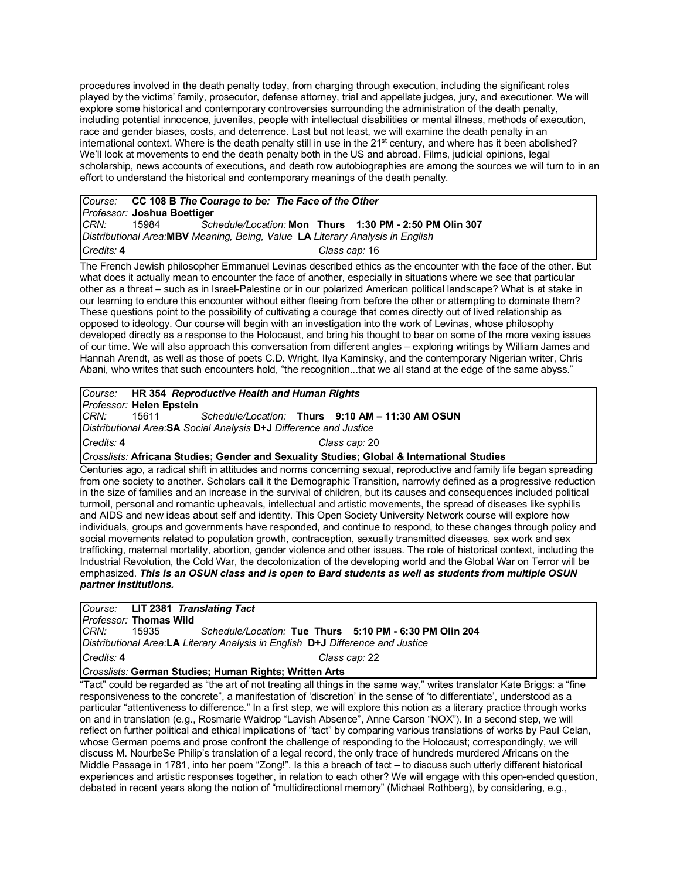procedures involved in the death penalty today, from charging through execution, including the significant roles played by the victims' family, prosecutor, defense attorney, trial and appellate judges, jury, and executioner. We will explore some historical and contemporary controversies surrounding the administration of the death penalty, including potential innocence, juveniles, people with intellectual disabilities or mental illness, methods of execution, race and gender biases, costs, and deterrence. Last but not least, we will examine the death penalty in an international context. Where is the death penalty still in use in the 21st century, and where has it been abolished? We'll look at movements to end the death penalty both in the US and abroad. Films, judicial opinions, legal scholarship, news accounts of executions, and death row autobiographies are among the sources we will turn to in an effort to understand the historical and contemporary meanings of the death penalty.

| *Course:* **CC 108 B** ***The Courage to be: The Face of the Other*** | |
|---|---|
| *Professor:* **Joshua Boettiger** | |
| *CRN:* 15984 *Schedule/Location:* **Mon Thurs 1:30 PM - 2:50 PM Olin 307** | |
| *Distributional Area:* **MBV** *Meaning, Being, Value* **LA** *Literary Analysis in English* | |
| *Credits:* **4** | *Class cap:* 16 |

The French Jewish philosopher Emmanuel Levinas described ethics as the encounter with the face of the other. But what does it actually mean to encounter the face of another, especially in situations where we see that particular other as a threat – such as in Israel-Palestine or in our polarized American political landscape? What is at stake in our learning to endure this encounter without either fleeing from before the other or attempting to dominate them? These questions point to the possibility of cultivating a courage that comes directly out of lived relationship as opposed to ideology. Our course will begin with an investigation into the work of Levinas, whose philosophy developed directly as a response to the Holocaust, and bring his thought to bear on some of the more vexing issues of our time. We will also approach this conversation from different angles – exploring writings by William James and Hannah Arendt, as well as those of poets C.D. Wright, Ilya Kaminsky, and the contemporary Nigerian writer, Chris Abani, who writes that such encounters hold, "the recognition...that we all stand at the edge of the same abyss."

| *Course:* **HR 354** ***Reproductive Health and Human Rights*** | |
|---|---|
| *Professor:* **Helen Epstein** | |
| *CRN:* 15611 *Schedule/Location:* **Thurs 9:10 AM – 11:30 AM OSUN** | |
| *Distributional Area:* **SA** *Social Analysis* **D+J** *Difference and Justice* | |
| *Credits:* **4** | *Class cap:* 20 |
| *Crosslists:* **Africana Studies; Gender and Sexuality Studies; Global & International Studies** | |

Centuries ago, a radical shift in attitudes and norms concerning sexual, reproductive and family life began spreading from one society to another. Scholars call it the Demographic Transition, narrowly defined as a progressive reduction in the size of families and an increase in the survival of children, but its causes and consequences included political turmoil, personal and romantic upheavals, intellectual and artistic movements, the spread of diseases like syphilis and AIDS and new ideas about self and identity. This Open Society University Network course will explore how individuals, groups and governments have responded, and continue to respond, to these changes through policy and social movements related to population growth, contraception, sexually transmitted diseases, sex work and sex trafficking, maternal mortality, abortion, gender violence and other issues. The role of historical context, including the Industrial Revolution, the Cold War, the decolonization of the developing world and the Global War on Terror will be emphasized. ***This is an OSUN class and is open to Bard students as well as students from multiple OSUN partner institutions.***

| *Course:* **LIT 2381** ***Translating Tact*** | |
|---|---|
| *Professor:* **Thomas Wild** | |
| *CRN:* 15935 *Schedule/Location:* **Tue Thurs 5:10 PM - 6:30 PM Olin 204** | |
| *Distributional Area:* **LA** *Literary Analysis in English* **D+J** *Difference and Justice* | |
| *Credits:* **4** | *Class cap:* 22 |
| *Crosslists:* **German Studies; Human Rights; Written Arts** | |

"Tact" could be regarded as "the art of not treating all things in the same way," writes translator Kate Briggs: a "fine responsiveness to the concrete", a manifestation of 'discretion' in the sense of 'to differentiate', understood as a particular "attentiveness to difference." In a first step, we will explore this notion as a literary practice through works on and in translation (e.g., Rosmarie Waldrop "Lavish Absence", Anne Carson "NOX"). In a second step, we will reflect on further political and ethical implications of "tact" by comparing various translations of works by Paul Celan, whose German poems and prose confront the challenge of responding to the Holocaust; correspondingly, we will discuss M. NourbeSe Philip's translation of a legal record, the only trace of hundreds murdered Africans on the Middle Passage in 1781, into her poem "Zong!". Is this a breach of tact – to discuss such utterly different historical experiences and artistic responses together, in relation to each other? We will engage with this open-ended question, debated in recent years along the notion of "multidirectional memory" (Michael Rothberg), by considering, e.g.,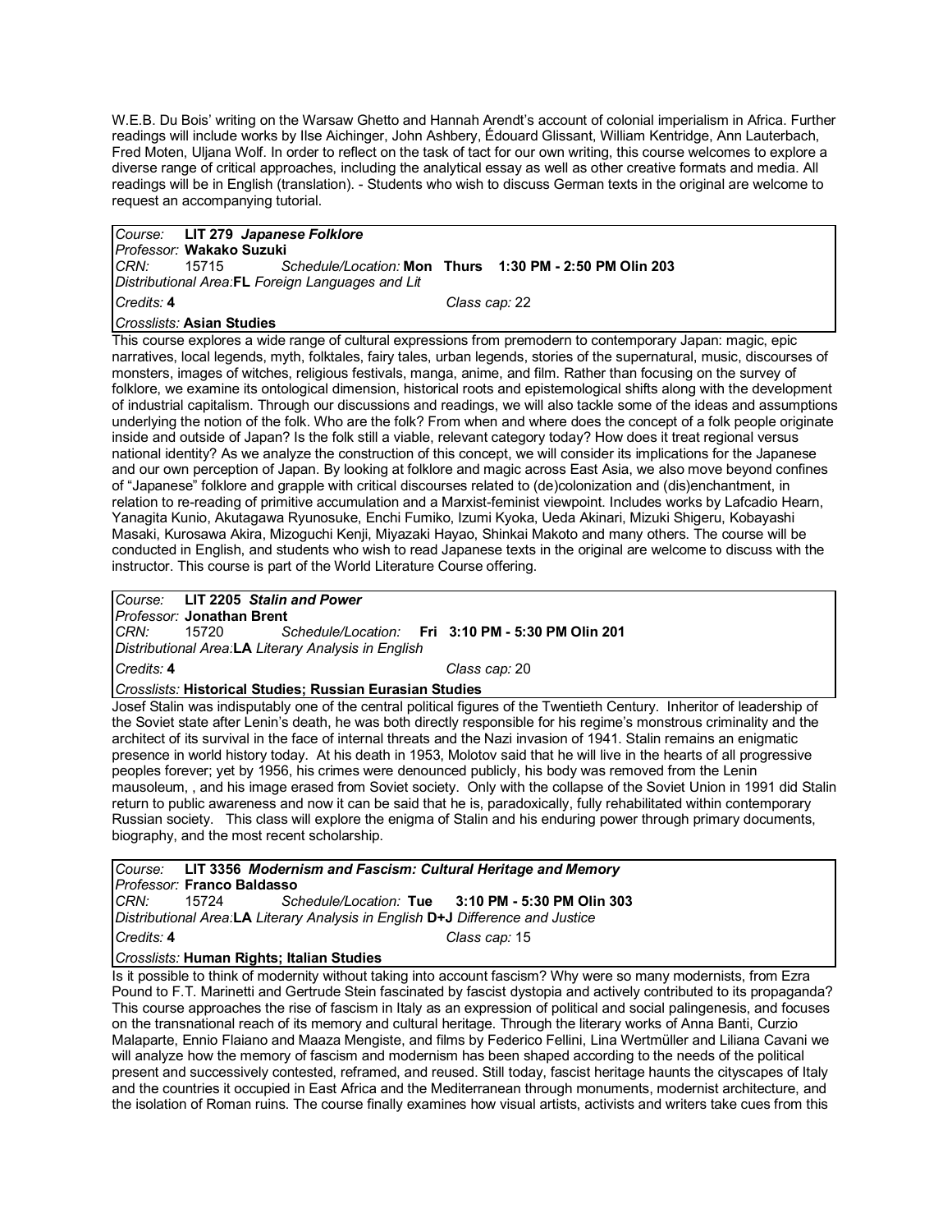W.E.B. Du Bois' writing on the Warsaw Ghetto and Hannah Arendt's account of colonial imperialism in Africa. Further readings will include works by Ilse Aichinger, John Ashbery, Édouard Glissant, William Kentridge, Ann Lauterbach, Fred Moten, Uljana Wolf. In order to reflect on the task of tact for our own writing, this course welcomes to explore a diverse range of critical approaches, including the analytical essay as well as other creative formats and media. All readings will be in English (translation). - Students who wish to discuss German texts in the original are welcome to request an accompanying tutorial.

| *Course:* **LIT 279** ***Japanese Folklore*** | |
|---|---|
| *Professor:* **Wakako Suzuki** | |
| *CRN:* 15715 *Schedule/Location:* **Mon Thurs 1:30 PM - 2:50 PM Olin 203** | |
| *Distributional Area:***FL** *Foreign Languages and Lit* | |
| *Credits:* **4** | *Class cap:* 22 |
| *Crosslists:* **Asian Studies** | |

This course explores a wide range of cultural expressions from premodern to contemporary Japan: magic, epic narratives, local legends, myth, folktales, fairy tales, urban legends, stories of the supernatural, music, discourses of monsters, images of witches, religious festivals, manga, anime, and film. Rather than focusing on the survey of folklore, we examine its ontological dimension, historical roots and epistemological shifts along with the development of industrial capitalism. Through our discussions and readings, we will also tackle some of the ideas and assumptions underlying the notion of the folk. Who are the folk? From when and where does the concept of a folk people originate inside and outside of Japan? Is the folk still a viable, relevant category today? How does it treat regional versus national identity? As we analyze the construction of this concept, we will consider its implications for the Japanese and our own perception of Japan. By looking at folklore and magic across East Asia, we also move beyond confines of "Japanese" folklore and grapple with critical discourses related to (de)colonization and (dis)enchantment, in relation to re-reading of primitive accumulation and a Marxist-feminist viewpoint. Includes works by Lafcadio Hearn, Yanagita Kunio, Akutagawa Ryunosuke, Enchi Fumiko, Izumi Kyoka, Ueda Akinari, Mizuki Shigeru, Kobayashi Masaki, Kurosawa Akira, Mizoguchi Kenji, Miyazaki Hayao, Shinkai Makoto and many others. The course will be conducted in English, and students who wish to read Japanese texts in the original are welcome to discuss with the instructor. This course is part of the World Literature Course offering.

| *Course:* **LIT 2205** ***Stalin and Power*** | |
|---|---|
| *Professor:* **Jonathan Brent** | |
| *CRN:* 15720 *Schedule/Location:* **Fri 3:10 PM - 5:30 PM Olin 201** | |
| *Distributional Area:***LA** *Literary Analysis in English* | |
| *Credits:* **4** | *Class cap:* 20 |
| *Crosslists:* **Historical Studies; Russian Eurasian Studies** | |

Josef Stalin was indisputably one of the central political figures of the Twentieth Century. Inheritor of leadership of the Soviet state after Lenin's death, he was both directly responsible for his regime's monstrous criminality and the architect of its survival in the face of internal threats and the Nazi invasion of 1941. Stalin remains an enigmatic presence in world history today. At his death in 1953, Molotov said that he will live in the hearts of all progressive peoples forever; yet by 1956, his crimes were denounced publicly, his body was removed from the Lenin mausoleum, , and his image erased from Soviet society. Only with the collapse of the Soviet Union in 1991 did Stalin return to public awareness and now it can be said that he is, paradoxically, fully rehabilitated within contemporary Russian society. This class will explore the enigma of Stalin and his enduring power through primary documents, biography, and the most recent scholarship.

| *Course:* **LIT 3356** ***Modernism and Fascism: Cultural Heritage and Memory*** | |
|---|---|
| *Professor:* **Franco Baldasso** | |
| *CRN:* 15724 *Schedule/Location:* **Tue 3:10 PM - 5:30 PM Olin 303** | |
| *Distributional Area:***LA** *Literary Analysis in English* **D+J** *Difference and Justice* | |
| *Credits:* **4** | *Class cap:* 15 |
| *Crosslists:* **Human Rights; Italian Studies** | |

Is it possible to think of modernity without taking into account fascism? Why were so many modernists, from Ezra Pound to F.T. Marinetti and Gertrude Stein fascinated by fascist dystopia and actively contributed to its propaganda? This course approaches the rise of fascism in Italy as an expression of political and social palingenesis, and focuses on the transnational reach of its memory and cultural heritage. Through the literary works of Anna Banti, Curzio Malaparte, Ennio Flaiano and Maaza Mengiste, and films by Federico Fellini, Lina Wertmüller and Liliana Cavani we will analyze how the memory of fascism and modernism has been shaped according to the needs of the political present and successively contested, reframed, and reused. Still today, fascist heritage haunts the cityscapes of Italy and the countries it occupied in East Africa and the Mediterranean through monuments, modernist architecture, and the isolation of Roman ruins. The course finally examines how visual artists, activists and writers take cues from this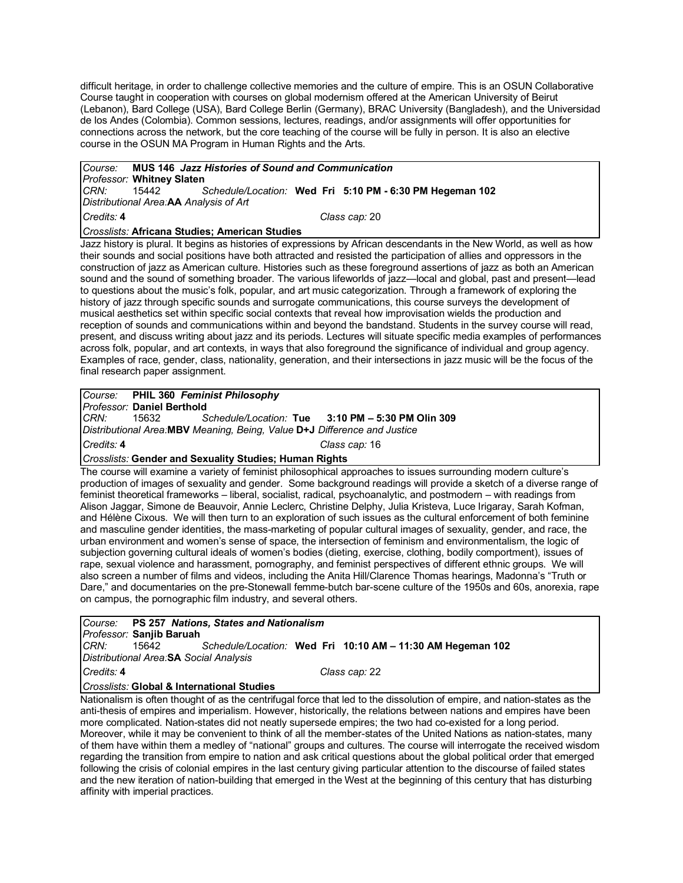difficult heritage, in order to challenge collective memories and the culture of empire. This is an OSUN Collaborative Course taught in cooperation with courses on global modernism offered at the American University of Beirut (Lebanon), Bard College (USA), Bard College Berlin (Germany), BRAC University (Bangladesh), and the Universidad de los Andes (Colombia). Common sessions, lectures, readings, and/or assignments will offer opportunities for connections across the network, but the core teaching of the course will be fully in person. It is also an elective course in the OSUN MA Program in Human Rights and the Arts.

| | | | |
|---|---|---|---|
| *Course:* | **MUS 146** ***Jazz Histories of Sound and Communication*** | | |
| *Professor:* | **Whitney Slaten** | | |
| *CRN:* | 15442 | *Schedule/Location:* | **Wed Fri 5:10 PM - 6:30 PM Hegeman 102** |
| *Distributional Area:* | **AA** *Analysis of Art* | | |
| *Credits:* | **4** | *Class cap:* | 20 |
| *Crosslists:* | **Africana Studies; American Studies** | | |

Jazz history is plural. It begins as histories of expressions by African descendants in the New World, as well as how their sounds and social positions have both attracted and resisted the participation of allies and oppressors in the construction of jazz as American culture. Histories such as these foreground assertions of jazz as both an American sound and the sound of something broader. The various lifeworlds of jazz—local and global, past and present—lead to questions about the music's folk, popular, and art music categorization. Through a framework of exploring the history of jazz through specific sounds and surrogate communications, this course surveys the development of musical aesthetics set within specific social contexts that reveal how improvisation wields the production and reception of sounds and communications within and beyond the bandstand. Students in the survey course will read, present, and discuss writing about jazz and its periods. Lectures will situate specific media examples of performances across folk, popular, and art contexts, in ways that also foreground the significance of individual and group agency. Examples of race, gender, class, nationality, generation, and their intersections in jazz music will be the focus of the final research paper assignment.

| | | | |
|---|---|---|---|
| *Course:* | **PHIL 360** ***Feminist Philosophy*** | | |
| *Professor:* | **Daniel Berthold** | | |
| *CRN:* | 15632 | *Schedule/Location:* | **Tue 3:10 PM – 5:30 PM Olin 309** |
| *Distributional Area:* | **MBV** *Meaning, Being, Value* **D+J** *Difference and Justice* | | |
| *Credits:* | **4** | *Class cap:* | 16 |
| *Crosslists:* | **Gender and Sexuality Studies; Human Rights** | | |

The course will examine a variety of feminist philosophical approaches to issues surrounding modern culture's production of images of sexuality and gender. Some background readings will provide a sketch of a diverse range of feminist theoretical frameworks – liberal, socialist, radical, psychoanalytic, and postmodern – with readings from Alison Jaggar, Simone de Beauvoir, Annie Leclerc, Christine Delphy, Julia Kristeva, Luce Irigaray, Sarah Kofman, and Hélène Cixous. We will then turn to an exploration of such issues as the cultural enforcement of both feminine and masculine gender identities, the mass-marketing of popular cultural images of sexuality, gender, and race, the urban environment and women's sense of space, the intersection of feminism and environmentalism, the logic of subjection governing cultural ideals of women's bodies (dieting, exercise, clothing, bodily comportment), issues of rape, sexual violence and harassment, pornography, and feminist perspectives of different ethnic groups. We will also screen a number of films and videos, including the Anita Hill/Clarence Thomas hearings, Madonna's "Truth or Dare," and documentaries on the pre-Stonewall femme-butch bar-scene culture of the 1950s and 60s, anorexia, rape on campus, the pornographic film industry, and several others.

| | | | |
|---|---|---|---|
| *Course:* | **PS 257** ***Nations, States and Nationalism*** | | |
| *Professor:* | **Sanjib Baruah** | | |
| *CRN:* | 15642 | *Schedule/Location:* | **Wed Fri 10:10 AM – 11:30 AM Hegeman 102** |
| *Distributional Area:* | **SA** *Social Analysis* | | |
| *Credits:* | **4** | *Class cap:* | 22 |
| *Crosslists:* | **Global & International Studies** | | |

Nationalism is often thought of as the centrifugal force that led to the dissolution of empire, and nation-states as the anti-thesis of empires and imperialism. However, historically, the relations between nations and empires have been more complicated. Nation-states did not neatly supersede empires; the two had co-existed for a long period. Moreover, while it may be convenient to think of all the member-states of the United Nations as nation-states, many of them have within them a medley of "national" groups and cultures. The course will interrogate the received wisdom regarding the transition from empire to nation and ask critical questions about the global political order that emerged following the crisis of colonial empires in the last century giving particular attention to the discourse of failed states and the new iteration of nation-building that emerged in the West at the beginning of this century that has disturbing affinity with imperial practices.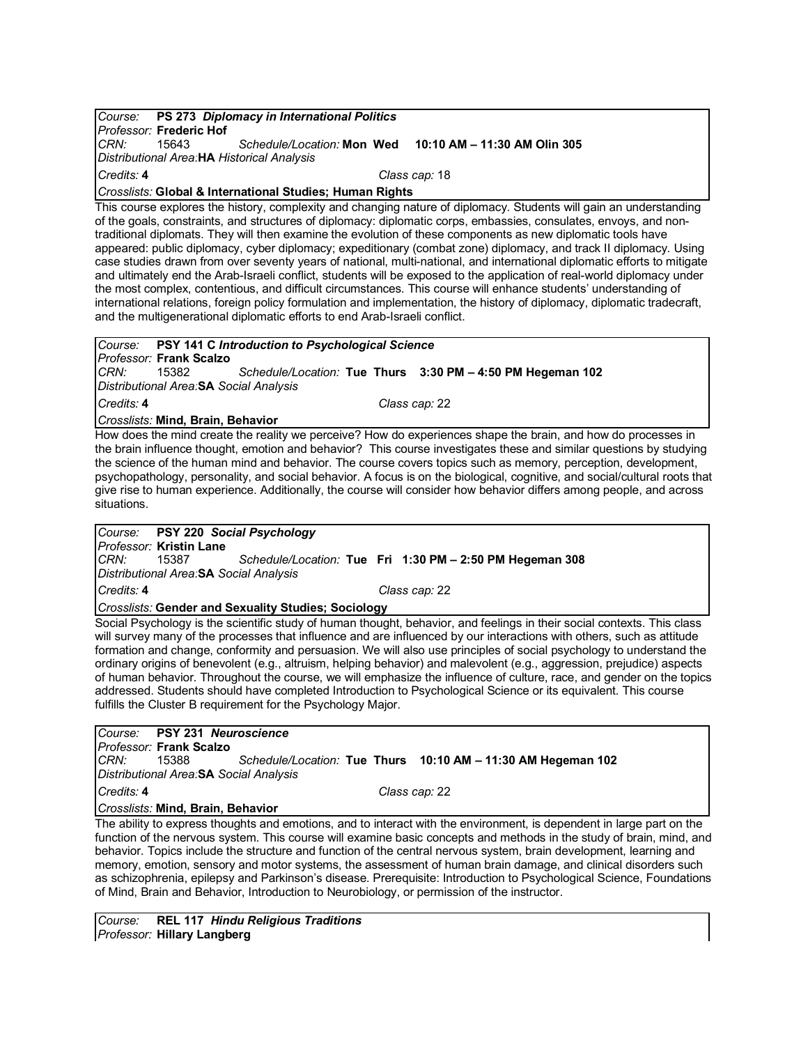*Course:* **PS 273** ***Diplomacy in International Politics***
*Professor:* **Frederic Hof**
*CRN:* 15643 *Schedule/Location:* **Mon Wed 10:10 AM – 11:30 AM Olin 305**
*Distributional Area:* **HA** *Historical Analysis*
*Credits:* **4** *Class cap:* 18
*Crosslists:* **Global & International Studies; Human Rights**

This course explores the history, complexity and changing nature of diplomacy. Students will gain an understanding of the goals, constraints, and structures of diplomacy: diplomatic corps, embassies, consulates, envoys, and non-traditional diplomats. They will then examine the evolution of these components as new diplomatic tools have appeared: public diplomacy, cyber diplomacy; expeditionary (combat zone) diplomacy, and track II diplomacy. Using case studies drawn from over seventy years of national, multi-national, and international diplomatic efforts to mitigate and ultimately end the Arab-Israeli conflict, students will be exposed to the application of real-world diplomacy under the most complex, contentious, and difficult circumstances. This course will enhance students' understanding of international relations, foreign policy formulation and implementation, the history of diplomacy, diplomatic tradecraft, and the multigenerational diplomatic efforts to end Arab-Israeli conflict.

*Course:* **PSY 141 C** ***Introduction to Psychological Science***
*Professor:* **Frank Scalzo**
*CRN:* 15382 *Schedule/Location:* **Tue Thurs 3:30 PM – 4:50 PM Hegeman 102**
*Distributional Area:* **SA** *Social Analysis*
*Credits:* **4** *Class cap:* 22
*Crosslists:* **Mind, Brain, Behavior**

How does the mind create the reality we perceive? How do experiences shape the brain, and how do processes in the brain influence thought, emotion and behavior? This course investigates these and similar questions by studying the science of the human mind and behavior. The course covers topics such as memory, perception, development, psychopathology, personality, and social behavior. A focus is on the biological, cognitive, and social/cultural roots that give rise to human experience. Additionally, the course will consider how behavior differs among people, and across situations.

*Course:* **PSY 220** ***Social Psychology***
*Professor:* **Kristin Lane**
*CRN:* 15387 *Schedule/Location:* **Tue Fri 1:30 PM – 2:50 PM Hegeman 308**
*Distributional Area:* **SA** *Social Analysis*
*Credits:* **4** *Class cap:* 22
*Crosslists:* **Gender and Sexuality Studies; Sociology**

Social Psychology is the scientific study of human thought, behavior, and feelings in their social contexts. This class will survey many of the processes that influence and are influenced by our interactions with others, such as attitude formation and change, conformity and persuasion. We will also use principles of social psychology to understand the ordinary origins of benevolent (e.g., altruism, helping behavior) and malevolent (e.g., aggression, prejudice) aspects of human behavior. Throughout the course, we will emphasize the influence of culture, race, and gender on the topics addressed. Students should have completed Introduction to Psychological Science or its equivalent. This course fulfills the Cluster B requirement for the Psychology Major.

*Course:* **PSY 231** ***Neuroscience***
*Professor:* **Frank Scalzo**
*CRN:* 15388 *Schedule/Location:* **Tue Thurs 10:10 AM – 11:30 AM Hegeman 102**
*Distributional Area:* **SA** *Social Analysis*
*Credits:* **4** *Class cap:* 22
*Crosslists:* **Mind, Brain, Behavior**

The ability to express thoughts and emotions, and to interact with the environment, is dependent in large part on the function of the nervous system. This course will examine basic concepts and methods in the study of brain, mind, and behavior. Topics include the structure and function of the central nervous system, brain development, learning and memory, emotion, sensory and motor systems, the assessment of human brain damage, and clinical disorders such as schizophrenia, epilepsy and Parkinson's disease. Prerequisite: Introduction to Psychological Science, Foundations of Mind, Brain and Behavior, Introduction to Neurobiology, or permission of the instructor.

*Course:* **REL 117** ***Hindu Religious Traditions***
*Professor:* **Hillary Langberg**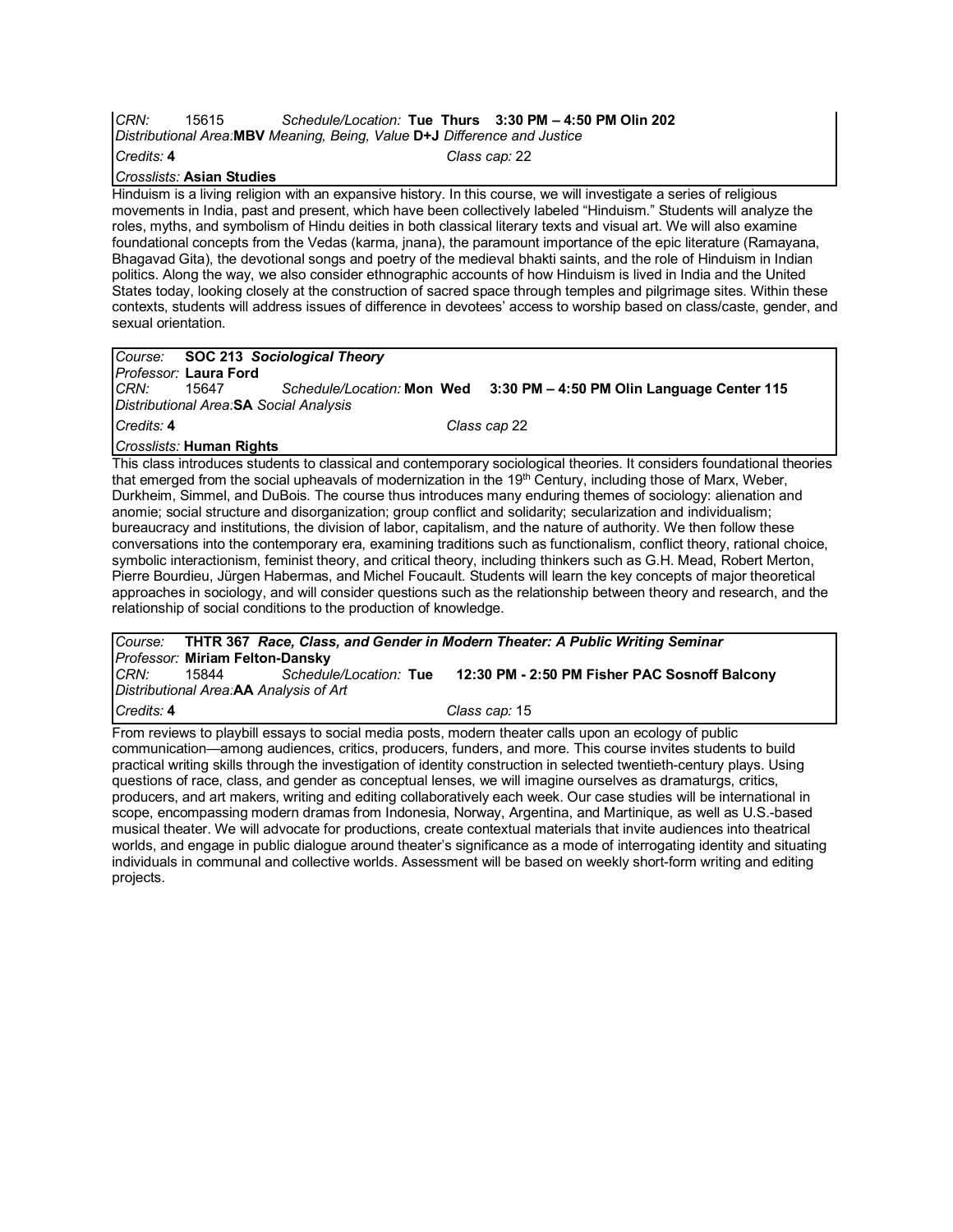*CRN:* 15615 *Schedule/Location:* **Tue Thurs 3:30 PM – 4:50 PM Olin 202**
*Distributional Area:* **MBV** *Meaning, Being, Value* **D+J** *Difference and Justice*
*Credits:* **4** *Class cap:* 22
*Crosslists:* **Asian Studies**

Hinduism is a living religion with an expansive history. In this course, we will investigate a series of religious movements in India, past and present, which have been collectively labeled "Hinduism." Students will analyze the roles, myths, and symbolism of Hindu deities in both classical literary texts and visual art. We will also examine foundational concepts from the Vedas (karma, jnana), the paramount importance of the epic literature (Ramayana, Bhagavad Gita), the devotional songs and poetry of the medieval bhakti saints, and the role of Hinduism in Indian politics. Along the way, we also consider ethnographic accounts of how Hinduism is lived in India and the United States today, looking closely at the construction of sacred space through temples and pilgrimage sites. Within these contexts, students will address issues of difference in devotees' access to worship based on class/caste, gender, and sexual orientation.

*Course:* **SOC 213** ***Sociological Theory***
*Professor:* **Laura Ford**
*CRN:* 15647 *Schedule/Location:* **Mon Wed 3:30 PM – 4:50 PM Olin Language Center 115**
*Distributional Area:* **SA** *Social Analysis*
*Credits:* **4** *Class cap* 22
*Crosslists:* **Human Rights**

This class introduces students to classical and contemporary sociological theories. It considers foundational theories that emerged from the social upheavals of modernization in the 19th Century, including those of Marx, Weber, Durkheim, Simmel, and DuBois. The course thus introduces many enduring themes of sociology: alienation and anomie; social structure and disorganization; group conflict and solidarity; secularization and individualism; bureaucracy and institutions, the division of labor, capitalism, and the nature of authority. We then follow these conversations into the contemporary era, examining traditions such as functionalism, conflict theory, rational choice, symbolic interactionism, feminist theory, and critical theory, including thinkers such as G.H. Mead, Robert Merton, Pierre Bourdieu, Jürgen Habermas, and Michel Foucault. Students will learn the key concepts of major theoretical approaches in sociology, and will consider questions such as the relationship between theory and research, and the relationship of social conditions to the production of knowledge.

*Course:* **THTR 367** ***Race, Class, and Gender in Modern Theater: A Public Writing Seminar***
*Professor:* **Miriam Felton-Dansky**
*CRN:* 15844 *Schedule/Location:* **Tue 12:30 PM - 2:50 PM Fisher PAC Sosnoff Balcony**
*Distributional Area:* **AA** *Analysis of Art*
*Credits:* **4** *Class cap:* 15

From reviews to playbill essays to social media posts, modern theater calls upon an ecology of public communication—among audiences, critics, producers, funders, and more. This course invites students to build practical writing skills through the investigation of identity construction in selected twentieth-century plays. Using questions of race, class, and gender as conceptual lenses, we will imagine ourselves as dramaturgs, critics, producers, and art makers, writing and editing collaboratively each week. Our case studies will be international in scope, encompassing modern dramas from Indonesia, Norway, Argentina, and Martinique, as well as U.S.-based musical theater. We will advocate for productions, create contextual materials that invite audiences into theatrical worlds, and engage in public dialogue around theater's significance as a mode of interrogating identity and situating individuals in communal and collective worlds. Assessment will be based on weekly short-form writing and editing projects.